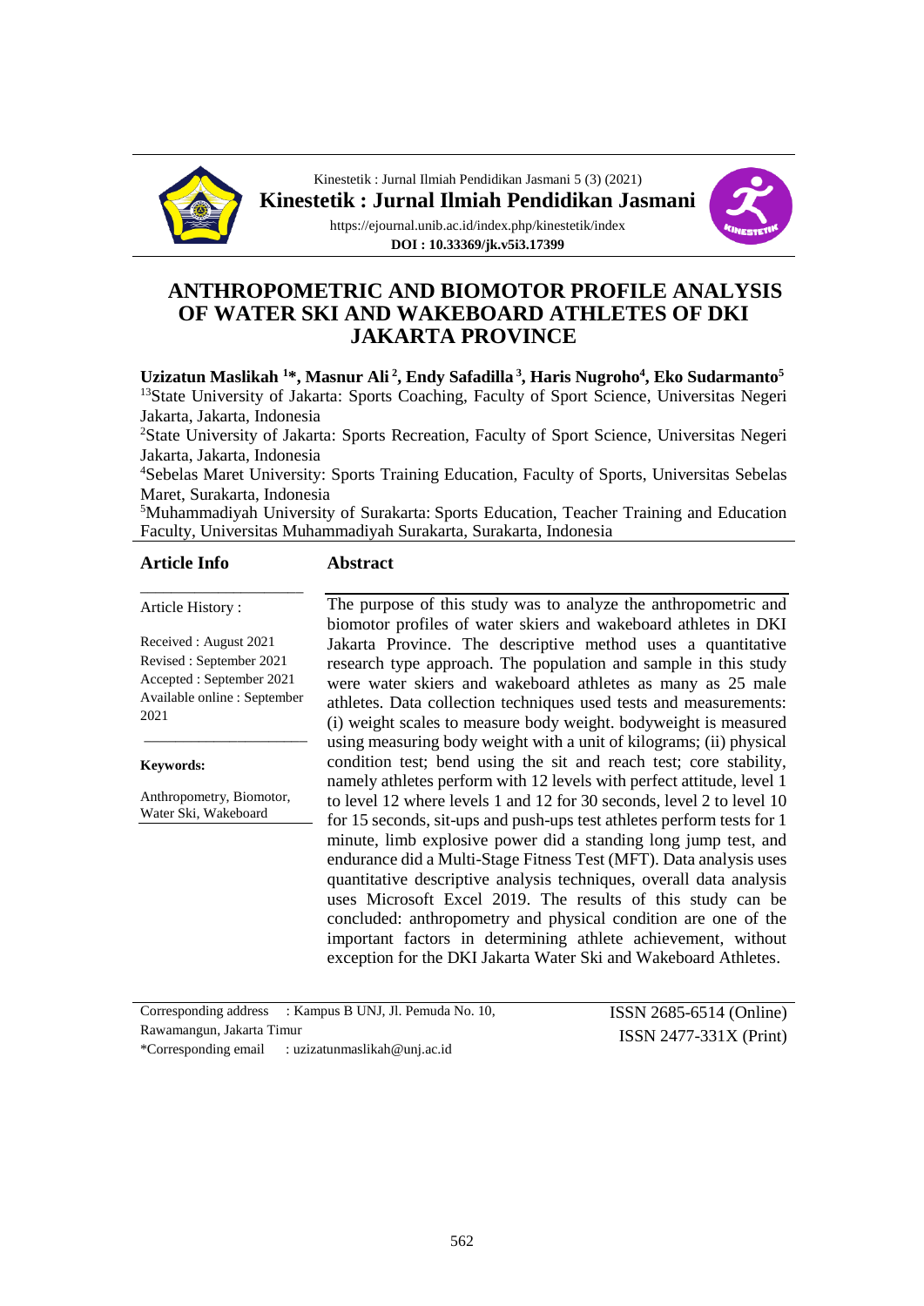# ANTHROPOMETRIC AND BIOMOTOR PROFILE ANALYSIS OF WATER SKI AND WAKEBOARD ATHLETES OF DKI JAKARTA PROVINCE

**Uzizatun Maslikah [1]*, Masnur Ali [2], Endy Safadilla [3], Haris Nugroho[4], Eko Sudarmanto[5]**

[13]State University of Jakarta: Sports Coaching, Faculty of Sport Science, Universitas Negeri Jakarta, Jakarta, Indonesia

[2]State University of Jakarta: Sports Recreation, Faculty of Sport Science, Universitas Negeri Jakarta, Jakarta, Indonesia

[4]Sebelas Maret University: Sports Training Education, Faculty of Sports, Universitas Sebelas Maret, Surakarta, Indonesia

[5]Muhammadiyah University of Surakarta: Sports Education, Teacher Training and Education Faculty, Universitas Muhammadiyah Surakarta, Surakarta, Indonesia

## Article Info

Article History :

Received : August 2021
Revised : September 2021
Accepted : September 2021
Available online : September 2021

**Keywords:**

Anthropometry, Biomotor, Water Ski, Wakeboard

## Abstract

The purpose of this study was to analyze the anthropometric and biomotor profiles of water skiers and wakeboard athletes in DKI Jakarta Province. The descriptive method uses a quantitative research type approach. The population and sample in this study were water skiers and wakeboard athletes as many as 25 male athletes. Data collection techniques used tests and measurements: (i) weight scales to measure body weight. bodyweight is measured using measuring body weight with a unit of kilograms; (ii) physical condition test; bend using the sit and reach test; core stability, namely athletes perform with 12 levels with perfect attitude, level 1 to level 12 where levels 1 and 12 for 30 seconds, level 2 to level 10 for 15 seconds, sit-ups and push-ups test athletes perform tests for 1 minute, limb explosive power did a standing long jump test, and endurance did a Multi-Stage Fitness Test (MFT). Data analysis uses quantitative descriptive analysis techniques, overall data analysis uses Microsoft Excel 2019. The results of this study can be concluded: anthropometry and physical condition are one of the important factors in determining athlete achievement, without exception for the DKI Jakarta Water Ski and Wakeboard Athletes.

Corresponding address : Kampus B UNJ, Jl. Pemuda No. 10, Rawamangun, Jakarta Timur
*Corresponding email : uzizatunmaslikah@unj.ac.id

ISSN 2685-6514 (Online)
ISSN 2477-331X (Print)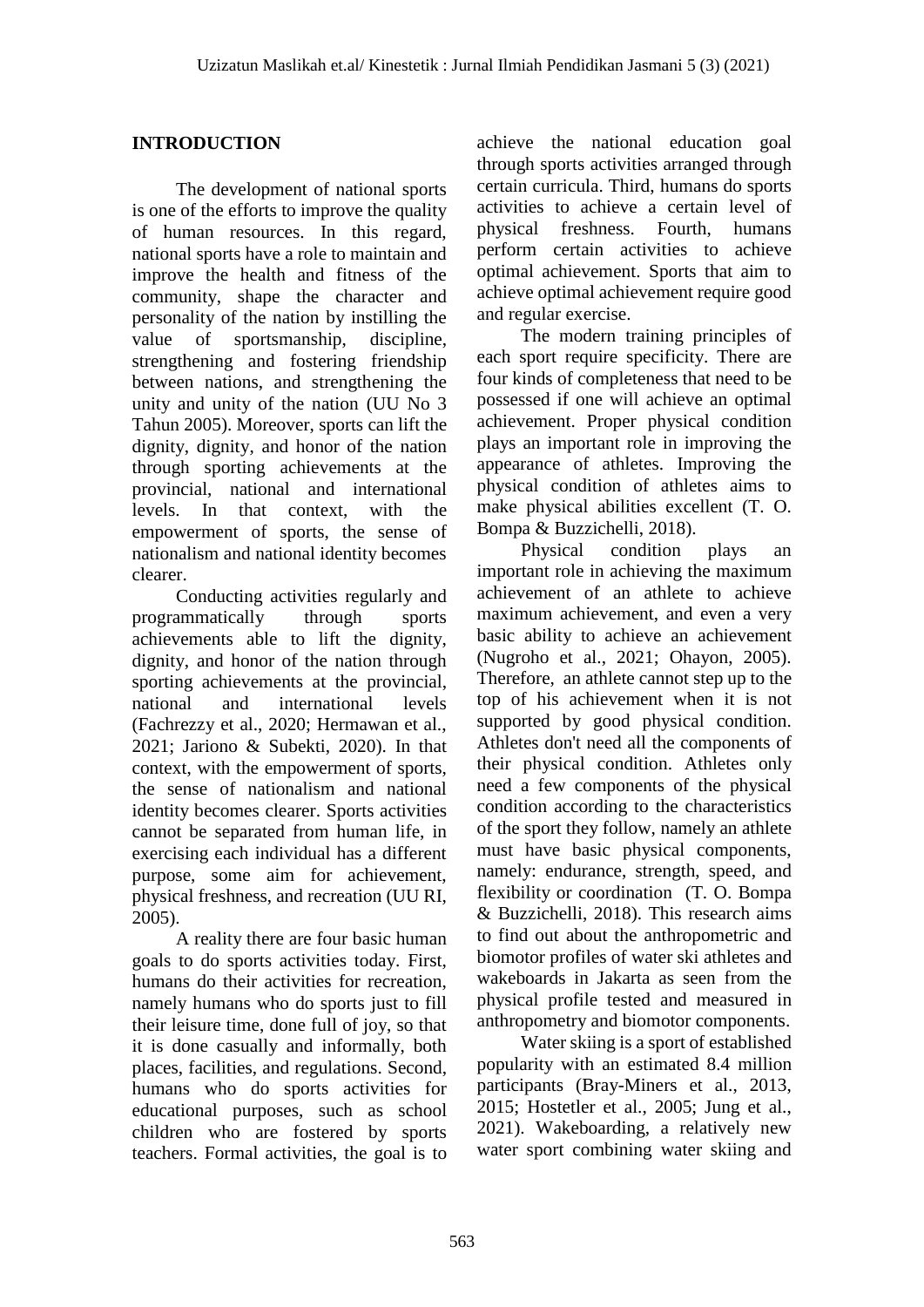## INTRODUCTION

The development of national sports is one of the efforts to improve the quality of human resources. In this regard, national sports have a role to maintain and improve the health and fitness of the community, shape the character and personality of the nation by instilling the value of sportsmanship, discipline, strengthening and fostering friendship between nations, and strengthening the unity and unity of the nation (UU No 3 Tahun 2005). Moreover, sports can lift the dignity, dignity, and honor of the nation through sporting achievements at the provincial, national and international levels. In that context, with the empowerment of sports, the sense of nationalism and national identity becomes clearer.

Conducting activities regularly and programmatically through sports achievements able to lift the dignity, dignity, and honor of the nation through sporting achievements at the provincial, national and international levels (Fachrezzy et al., 2020; Hermawan et al., 2021; Jariono & Subekti, 2020). In that context, with the empowerment of sports, the sense of nationalism and national identity becomes clearer. Sports activities cannot be separated from human life, in exercising each individual has a different purpose, some aim for achievement, physical freshness, and recreation (UU RI, 2005).

A reality there are four basic human goals to do sports activities today. First, humans do their activities for recreation, namely humans who do sports just to fill their leisure time, done full of joy, so that it is done casually and informally, both places, facilities, and regulations. Second, humans who do sports activities for educational purposes, such as school children who are fostered by sports teachers. Formal activities, the goal is to achieve the national education goal through sports activities arranged through certain curricula. Third, humans do sports activities to achieve a certain level of physical freshness. Fourth, humans perform certain activities to achieve optimal achievement. Sports that aim to achieve optimal achievement require good and regular exercise.

The modern training principles of each sport require specificity. There are four kinds of completeness that need to be possessed if one will achieve an optimal achievement. Proper physical condition plays an important role in improving the appearance of athletes. Improving the physical condition of athletes aims to make physical abilities excellent (T. O. Bompa & Buzzichelli, 2018).

Physical condition plays an important role in achieving the maximum achievement of an athlete to achieve maximum achievement, and even a very basic ability to achieve an achievement (Nugroho et al., 2021; Ohayon, 2005). Therefore, an athlete cannot step up to the top of his achievement when it is not supported by good physical condition. Athletes don't need all the components of their physical condition. Athletes only need a few components of the physical condition according to the characteristics of the sport they follow, namely an athlete must have basic physical components, namely: endurance, strength, speed, and flexibility or coordination (T. O. Bompa & Buzzichelli, 2018). This research aims to find out about the anthropometric and biomotor profiles of water ski athletes and wakeboards in Jakarta as seen from the physical profile tested and measured in anthropometry and biomotor components.

Water skiing is a sport of established popularity with an estimated 8.4 million participants (Bray-Miners et al., 2013, 2015; Hostetler et al., 2005; Jung et al., 2021). Wakeboarding, a relatively new water sport combining water skiing and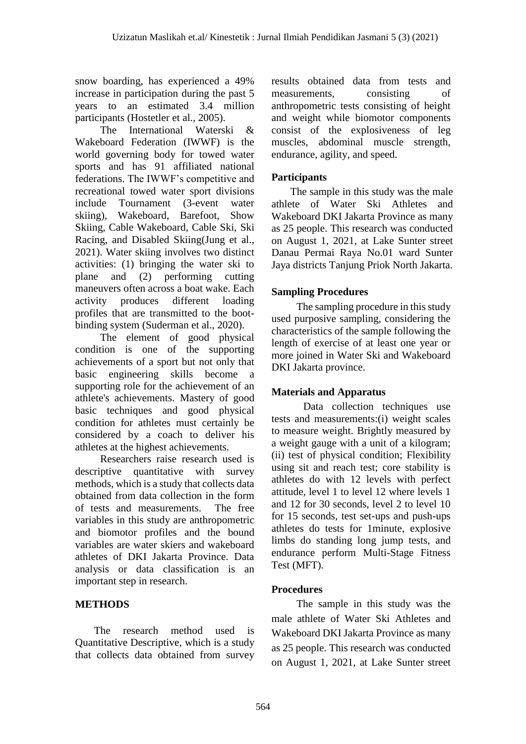snow boarding, has experienced a 49% increase in participation during the past 5 years to an estimated 3.4 million participants (Hostetler et al., 2005).

The International Waterski & Wakeboard Federation (IWWF) is the world governing body for towed water sports and has 91 affiliated national federations. The IWWF's competitive and recreational towed water sport divisions include Tournament (3-event water skiing), Wakeboard, Barefoot, Show Skiing, Cable Wakeboard, Cable Ski, Ski Racing, and Disabled Skiing(Jung et al., 2021). Water skiing involves two distinct activities: (1) bringing the water ski to plane and (2) performing cutting maneuvers often across a boat wake. Each activity produces different loading profiles that are transmitted to the boot-binding system (Suderman et al., 2020).

The element of good physical condition is one of the supporting achievements of a sport but not only that basic engineering skills become a supporting role for the achievement of an athlete's achievements. Mastery of good basic techniques and good physical condition for athletes must certainly be considered by a coach to deliver his athletes at the highest achievements.

Researchers raise research used is descriptive quantitative with survey methods, which is a study that collects data obtained from data collection in the form of tests and measurements. The free variables in this study are anthropometric and biomotor profiles and the bound variables are water skiers and wakeboard athletes of DKI Jakarta Province. Data analysis or data classification is an important step in research.

## METHODS

The research method used is Quantitative Descriptive, which is a study that collects data obtained from survey results obtained data from tests and measurements, consisting of anthropometric tests consisting of height and weight while biomotor components consist of the explosiveness of leg muscles, abdominal muscle strength, endurance, agility, and speed.

### Participants

The sample in this study was the male athlete of Water Ski Athletes and Wakeboard DKI Jakarta Province as many as 25 people. This research was conducted on August 1, 2021, at Lake Sunter street Danau Permai Raya No.01 ward Sunter Jaya districts Tanjung Priok North Jakarta.

### Sampling Procedures

The sampling procedure in this study used purposive sampling, considering the characteristics of the sample following the length of exercise of at least one year or more joined in Water Ski and Wakeboard DKI Jakarta province.

### Materials and Apparatus

Data collection techniques use tests and measurements:(i) weight scales to measure weight. Brightly measured by a weight gauge with a unit of a kilogram; (ii) test of physical condition; Flexibility using sit and reach test; core stability is athletes do with 12 levels with perfect attitude, level 1 to level 12 where levels 1 and 12 for 30 seconds, level 2 to level 10 for 15 seconds, test set-ups and push-ups athletes do tests for 1minute, explosive limbs do standing long jump tests, and endurance perform Multi-Stage Fitness Test (MFT).

### Procedures

The sample in this study was the male athlete of Water Ski Athletes and Wakeboard DKI Jakarta Province as many as 25 people. This research was conducted on August 1, 2021, at Lake Sunter street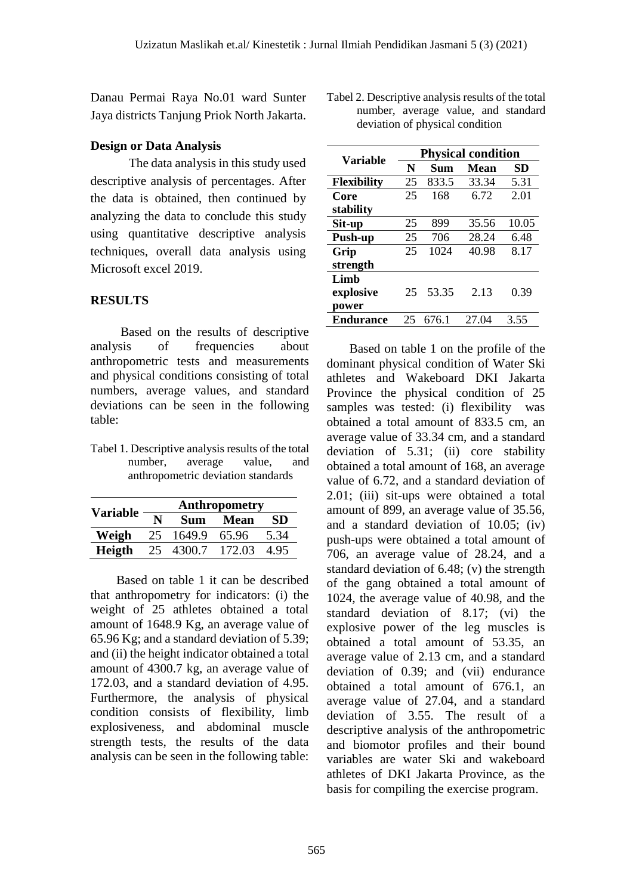Danau Permai Raya No.01 ward Sunter Jaya districts Tanjung Priok North Jakarta.

**Design or Data Analysis**

The data analysis in this study used descriptive analysis of percentages. After the data is obtained, then continued by analyzing the data to conclude this study using quantitative descriptive analysis techniques, overall data analysis using Microsoft excel 2019.

## RESULTS

Based on the results of descriptive analysis of frequencies about anthropometric tests and measurements and physical conditions consisting of total numbers, average values, and standard deviations can be seen in the following table:

Tabel 1. Descriptive analysis results of the total number, average value, and anthropometric deviation standards

| Variable | Anthropometry | | | |
|---|---|---|---|---|
| | N | Sum | Mean | SD |
| **Weigh** | 25 | 1649.9 | 65.96 | 5.34 |
| **Heigth** | 25 | 4300.7 | 172.03 | 4.95 |

Based on table 1 it can be described that anthropometry for indicators: (i) the weight of 25 athletes obtained a total amount of 1648.9 Kg, an average value of 65.96 Kg; and a standard deviation of 5.39; and (ii) the height indicator obtained a total amount of 4300.7 kg, an average value of 172.03, and a standard deviation of 4.95. Furthermore, the analysis of physical condition consists of flexibility, limb explosiveness, and abdominal muscle strength tests, the results of the data analysis can be seen in the following table:

Tabel 2. Descriptive analysis results of the total number, average value, and standard deviation of physical condition

| Variable | Physical condition | | | |
|---|---|---|---|---|
| | N | Sum | Mean | SD |
| **Flexibility** | 25 | 833.5 | 33.34 | 5.31 |
| **Core stability** | 25 | 168 | 6.72 | 2.01 |
| **Sit-up** | 25 | 899 | 35.56 | 10.05 |
| **Push-up** | 25 | 706 | 28.24 | 6.48 |
| **Grip strength** | 25 | 1024 | 40.98 | 8.17 |
| **Limb explosive power** | 25 | 53.35 | 2.13 | 0.39 |
| **Endurance** | 25 | 676.1 | 27.04 | 3.55 |

Based on table 1 on the profile of the dominant physical condition of Water Ski athletes and Wakeboard DKI Jakarta Province the physical condition of 25 samples was tested: (i) flexibility was obtained a total amount of 833.5 cm, an average value of 33.34 cm, and a standard deviation of 5.31; (ii) core stability obtained a total amount of 168, an average value of 6.72, and a standard deviation of 2.01; (iii) sit-ups were obtained a total amount of 899, an average value of 35.56, and a standard deviation of 10.05; (iv) push-ups were obtained a total amount of 706, an average value of 28.24, and a standard deviation of 6.48; (v) the strength of the gang obtained a total amount of 1024, the average value of 40.98, and the standard deviation of 8.17; (vi) the explosive power of the leg muscles is obtained a total amount of 53.35, an average value of 2.13 cm, and a standard deviation of 0.39; and (vii) endurance obtained a total amount of 676.1, an average value of 27.04, and a standard deviation of 3.55. The result of a descriptive analysis of the anthropometric and biomotor profiles and their bound variables are water Ski and wakeboard athletes of DKI Jakarta Province, as the basis for compiling the exercise program.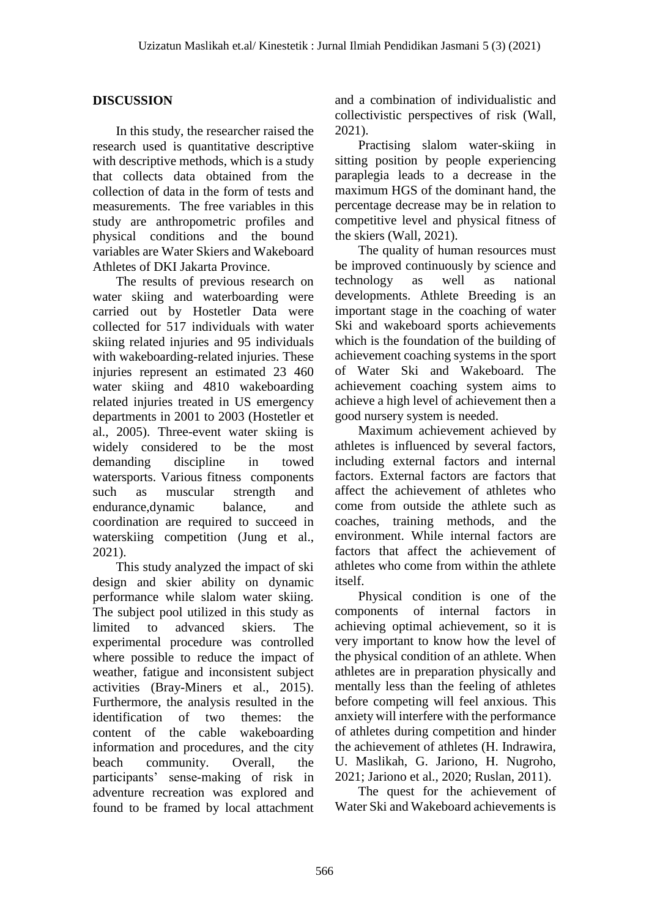## DISCUSSION

In this study, the researcher raised the research used is quantitative descriptive with descriptive methods, which is a study that collects data obtained from the collection of data in the form of tests and measurements. The free variables in this study are anthropometric profiles and physical conditions and the bound variables are Water Skiers and Wakeboard Athletes of DKI Jakarta Province.

The results of previous research on water skiing and waterboarding were carried out by Hostetler Data were collected for 517 individuals with water skiing related injuries and 95 individuals with wakeboarding-related injuries. These injuries represent an estimated 23 460 water skiing and 4810 wakeboarding related injuries treated in US emergency departments in 2001 to 2003 (Hostetler et al., 2005). Three-event water skiing is widely considered to be the most demanding discipline in towed watersports. Various fitness components such as muscular strength and endurance,dynamic balance, and coordination are required to succeed in waterskiing competition (Jung et al., 2021).

This study analyzed the impact of ski design and skier ability on dynamic performance while slalom water skiing. The subject pool utilized in this study as limited to advanced skiers. The experimental procedure was controlled where possible to reduce the impact of weather, fatigue and inconsistent subject activities (Bray-Miners et al., 2015). Furthermore, the analysis resulted in the identification of two themes: the content of the cable wakeboarding information and procedures, and the city beach community. Overall, the participants' sense-making of risk in adventure recreation was explored and found to be framed by local attachment and a combination of individualistic and collectivistic perspectives of risk (Wall, 2021).

Practising slalom water-skiing in sitting position by people experiencing paraplegia leads to a decrease in the maximum HGS of the dominant hand, the percentage decrease may be in relation to competitive level and physical fitness of the skiers (Wall, 2021).

The quality of human resources must be improved continuously by science and technology as well as national developments. Athlete Breeding is an important stage in the coaching of water Ski and wakeboard sports achievements which is the foundation of the building of achievement coaching systems in the sport of Water Ski and Wakeboard. The achievement coaching system aims to achieve a high level of achievement then a good nursery system is needed.

Maximum achievement achieved by athletes is influenced by several factors, including external factors and internal factors. External factors are factors that affect the achievement of athletes who come from outside the athlete such as coaches, training methods, and the environment. While internal factors are factors that affect the achievement of athletes who come from within the athlete itself.

Physical condition is one of the components of internal factors in achieving optimal achievement, so it is very important to know how the level of the physical condition of an athlete. When athletes are in preparation physically and mentally less than the feeling of athletes before competing will feel anxious. This anxiety will interfere with the performance of athletes during competition and hinder the achievement of athletes (H. Indrawira, U. Maslikah, G. Jariono, H. Nugroho, 2021; Jariono et al., 2020; Ruslan, 2011).

The quest for the achievement of Water Ski and Wakeboard achievements is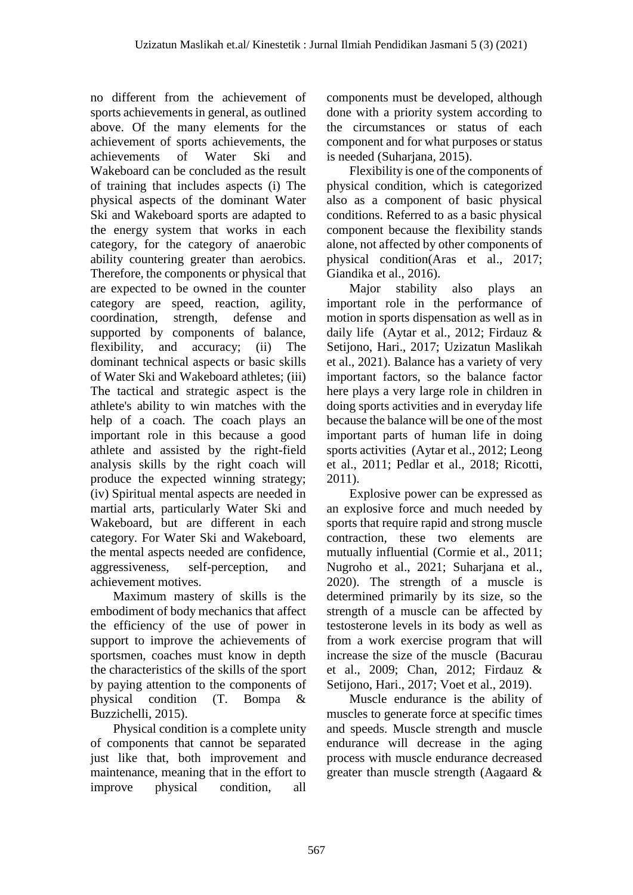no different from the achievement of sports achievements in general, as outlined above. Of the many elements for the achievement of sports achievements, the achievements of Water Ski and Wakeboard can be concluded as the result of training that includes aspects (i) The physical aspects of the dominant Water Ski and Wakeboard sports are adapted to the energy system that works in each category, for the category of anaerobic ability countering greater than aerobics. Therefore, the components or physical that are expected to be owned in the counter category are speed, reaction, agility, coordination, strength, defense and supported by components of balance, flexibility, and accuracy; (ii) The dominant technical aspects or basic skills of Water Ski and Wakeboard athletes; (iii) The tactical and strategic aspect is the athlete's ability to win matches with the help of a coach. The coach plays an important role in this because a good athlete and assisted by the right-field analysis skills by the right coach will produce the expected winning strategy; (iv) Spiritual mental aspects are needed in martial arts, particularly Water Ski and Wakeboard, but are different in each category. For Water Ski and Wakeboard, the mental aspects needed are confidence, aggressiveness, self-perception, and achievement motives.

Maximum mastery of skills is the embodiment of body mechanics that affect the efficiency of the use of power in support to improve the achievements of sportsmen, coaches must know in depth the characteristics of the skills of the sport by paying attention to the components of physical condition (T. Bompa & Buzzichelli, 2015).

Physical condition is a complete unity of components that cannot be separated just like that, both improvement and maintenance, meaning that in the effort to improve physical condition, all components must be developed, although done with a priority system according to the circumstances or status of each component and for what purposes or status is needed (Suharjana, 2015).

Flexibility is one of the components of physical condition, which is categorized also as a component of basic physical conditions. Referred to as a basic physical component because the flexibility stands alone, not affected by other components of physical condition(Aras et al., 2017; Giandika et al., 2016).

Major stability also plays an important role in the performance of motion in sports dispensation as well as in daily life (Aytar et al., 2012; Firdauz & Setijono, Hari., 2017; Uzizatun Maslikah et al., 2021). Balance has a variety of very important factors, so the balance factor here plays a very large role in children in doing sports activities and in everyday life because the balance will be one of the most important parts of human life in doing sports activities (Aytar et al., 2012; Leong et al., 2011; Pedlar et al., 2018; Ricotti, 2011).

Explosive power can be expressed as an explosive force and much needed by sports that require rapid and strong muscle contraction, these two elements are mutually influential (Cormie et al., 2011; Nugroho et al., 2021; Suharjana et al., 2020). The strength of a muscle is determined primarily by its size, so the strength of a muscle can be affected by testosterone levels in its body as well as from a work exercise program that will increase the size of the muscle (Bacurau et al., 2009; Chan, 2012; Firdauz & Setijono, Hari., 2017; Voet et al., 2019).

Muscle endurance is the ability of muscles to generate force at specific times and speeds. Muscle strength and muscle endurance will decrease in the aging process with muscle endurance decreased greater than muscle strength (Aagaard &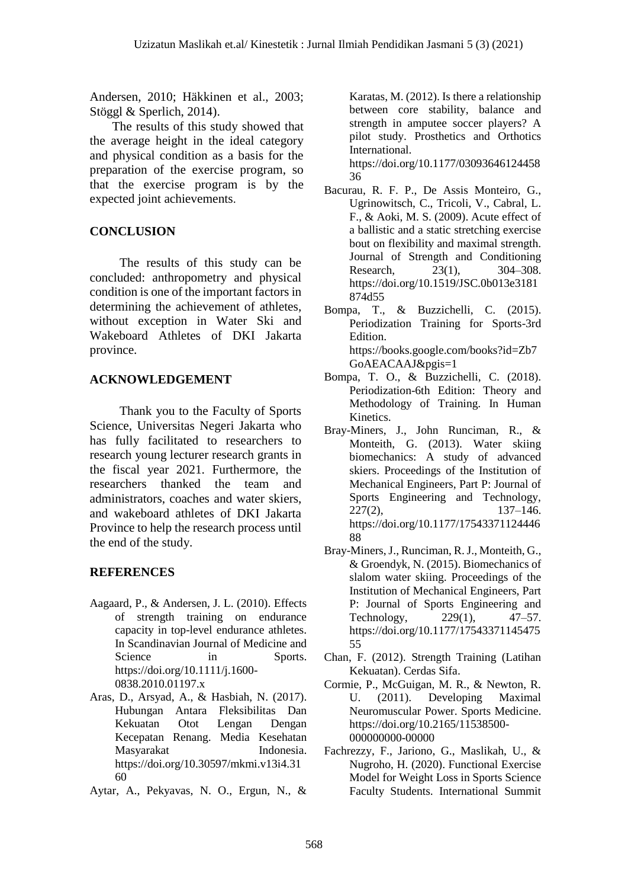Andersen, 2010; Häkkinen et al., 2003; Stöggl & Sperlich, 2014).

The results of this study showed that the average height in the ideal category and physical condition as a basis for the preparation of the exercise program, so that the exercise program is by the expected joint achievements.

## CONCLUSION

The results of this study can be concluded: anthropometry and physical condition is one of the important factors in determining the achievement of athletes, without exception in Water Ski and Wakeboard Athletes of DKI Jakarta province.

## ACKNOWLEDGEMENT

Thank you to the Faculty of Sports Science, Universitas Negeri Jakarta who has fully facilitated to researchers to research young lecturer research grants in the fiscal year 2021. Furthermore, the researchers thanked the team and administrators, coaches and water skiers, and wakeboard athletes of DKI Jakarta Province to help the research process until the end of the study.

## REFERENCES

Aagaard, P., & Andersen, J. L. (2010). Effects of strength training on endurance capacity in top-level endurance athletes. In Scandinavian Journal of Medicine and Science in Sports. https://doi.org/10.1111/j.1600-0838.2010.01197.x

Aras, D., Arsyad, A., & Hasbiah, N. (2017). Hubungan Antara Fleksibilitas Dan Kekuatan Otot Lengan Dengan Kecepatan Renang. Media Kesehatan Masyarakat Indonesia. https://doi.org/10.30597/mkmi.v13i4.3160

Aytar, A., Pekyavas, N. O., Ergun, N., & Karatas, M. (2012). Is there a relationship between core stability, balance and strength in amputee soccer players? A pilot study. Prosthetics and Orthotics International. https://doi.org/10.1177/0309364612445836

Bacurau, R. F. P., De Assis Monteiro, G., Ugrinowitsch, C., Tricoli, V., Cabral, L. F., & Aoki, M. S. (2009). Acute effect of a ballistic and a static stretching exercise bout on flexibility and maximal strength. Journal of Strength and Conditioning Research, 23(1), 304–308. https://doi.org/10.1519/JSC.0b013e3181874d55

Bompa, T., & Buzzichelli, C. (2015). Periodization Training for Sports-3rd Edition. https://books.google.com/books?id=Zb7GoAEACAAJ&pgis=1

Bompa, T. O., & Buzzichelli, C. (2018). Periodization-6th Edition: Theory and Methodology of Training. In Human Kinetics.

Bray-Miners, J., John Runciman, R., & Monteith, G. (2013). Water skiing biomechanics: A study of advanced skiers. Proceedings of the Institution of Mechanical Engineers, Part P: Journal of Sports Engineering and Technology, 227(2), 137–146. https://doi.org/10.1177/1754337112444688

Bray-Miners, J., Runciman, R. J., Monteith, G., & Groendyk, N. (2015). Biomechanics of slalom water skiing. Proceedings of the Institution of Mechanical Engineers, Part P: Journal of Sports Engineering and Technology, 229(1), 47–57. https://doi.org/10.1177/1754337114547555

Chan, F. (2012). Strength Training (Latihan Kekuatan). Cerdas Sifa.

Cormie, P., McGuigan, M. R., & Newton, R. U. (2011). Developing Maximal Neuromuscular Power. Sports Medicine. https://doi.org/10.2165/11538500-000000000-00000

Fachrezzy, F., Jariono, G., Maslikah, U., & Nugroho, H. (2020). Functional Exercise Model for Weight Loss in Sports Science Faculty Students. International Summit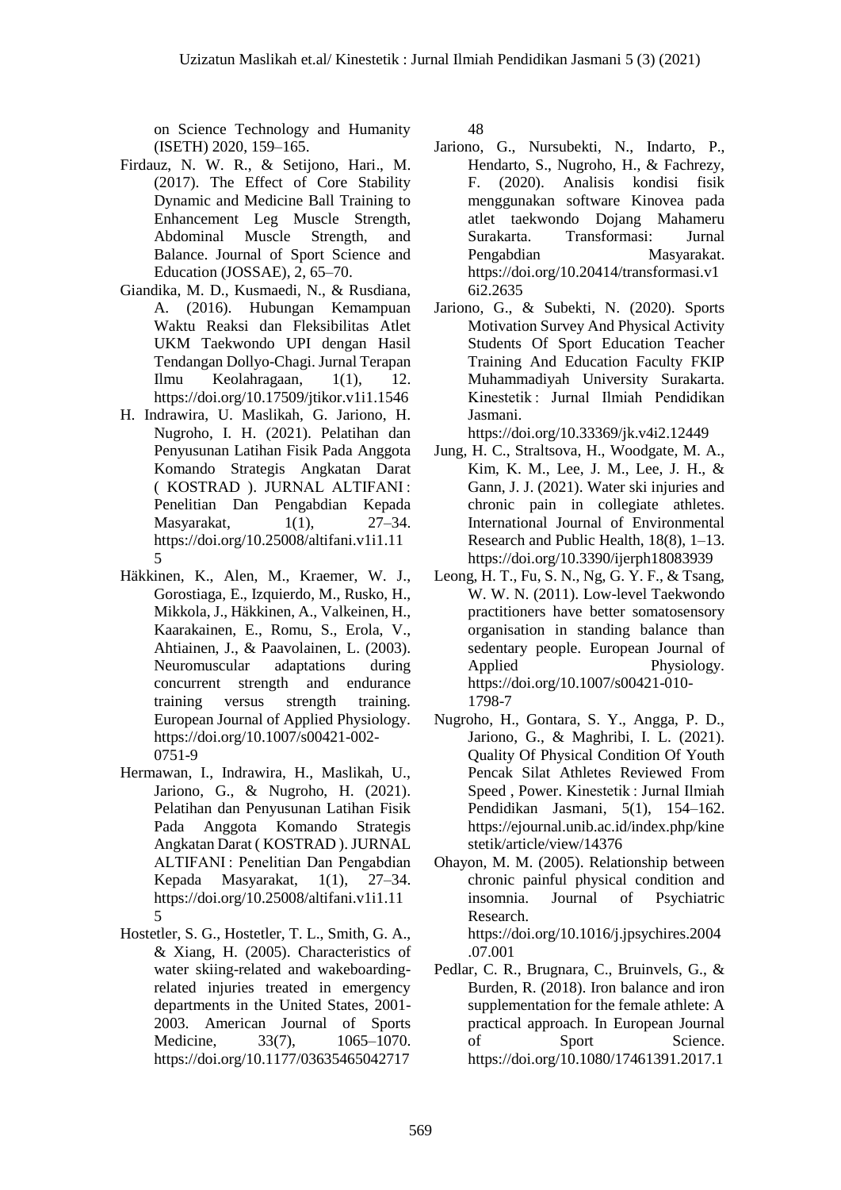on Science Technology and Humanity (ISETH) 2020, 159–165.

Firdauz, N. W. R., & Setijono, Hari., M. (2017). The Effect of Core Stability Dynamic and Medicine Ball Training to Enhancement Leg Muscle Strength, Abdominal Muscle Strength, and Balance. Journal of Sport Science and Education (JOSSAE), 2, 65–70.

Giandika, M. D., Kusmaedi, N., & Rusdiana, A. (2016). Hubungan Kemampuan Waktu Reaksi dan Fleksibilitas Atlet UKM Taekwondo UPI dengan Hasil Tendangan Dollyo-Chagi. Jurnal Terapan Ilmu Keolahragaan, 1(1), 12. https://doi.org/10.17509/jtikor.v1i1.1546

H. Indrawira, U. Maslikah, G. Jariono, H. Nugroho, I. H. (2021). Pelatihan dan Penyusunan Latihan Fisik Pada Anggota Komando Strategis Angkatan Darat ( KOSTRAD ). JURNAL ALTIFANI : Penelitian Dan Pengabdian Kepada Masyarakat, 1(1), 27–34. https://doi.org/10.25008/altifani.v1i1.115

Häkkinen, K., Alen, M., Kraemer, W. J., Gorostiaga, E., Izquierdo, M., Rusko, H., Mikkola, J., Häkkinen, A., Valkeinen, H., Kaarakainen, E., Romu, S., Erola, V., Ahtiainen, J., & Paavolainen, L. (2003). Neuromuscular adaptations during concurrent strength and endurance training versus strength training. European Journal of Applied Physiology. https://doi.org/10.1007/s00421-002-0751-9

Hermawan, I., Indrawira, H., Maslikah, U., Jariono, G., & Nugroho, H. (2021). Pelatihan dan Penyusunan Latihan Fisik Pada Anggota Komando Strategis Angkatan Darat ( KOSTRAD ). JURNAL ALTIFANI : Penelitian Dan Pengabdian Kepada Masyarakat, 1(1), 27–34. https://doi.org/10.25008/altifani.v1i1.115

Hostetler, S. G., Hostetler, T. L., Smith, G. A., & Xiang, H. (2005). Characteristics of water skiing-related and wakeboarding-related injuries treated in emergency departments in the United States, 2001-2003. American Journal of Sports Medicine, 33(7), 1065–1070. https://doi.org/10.1177/0363546504271748

Jariono, G., Nursubekti, N., Indarto, P., Hendarto, S., Nugroho, H., & Fachrezy, F. (2020). Analisis kondisi fisik menggunakan software Kinovea pada atlet taekwondo Dojang Mahameru Surakarta. Transformasi: Jurnal Pengabdian Masyarakat. https://doi.org/10.20414/transformasi.v16i2.2635

Jariono, G., & Subekti, N. (2020). Sports Motivation Survey And Physical Activity Students Of Sport Education Teacher Training And Education Faculty FKIP Muhammadiyah University Surakarta. Kinestetik : Jurnal Ilmiah Pendidikan Jasmani. https://doi.org/10.33369/jk.v4i2.12449

Jung, H. C., Straltsova, H., Woodgate, M. A., Kim, K. M., Lee, J. M., Lee, J. H., & Gann, J. J. (2021). Water ski injuries and chronic pain in collegiate athletes. International Journal of Environmental Research and Public Health, 18(8), 1–13. https://doi.org/10.3390/ijerph18083939

Leong, H. T., Fu, S. N., Ng, G. Y. F., & Tsang, W. W. N. (2011). Low-level Taekwondo practitioners have better somatosensory organisation in standing balance than sedentary people. European Journal of Applied Physiology. https://doi.org/10.1007/s00421-010-1798-7

Nugroho, H., Gontara, S. Y., Angga, P. D., Jariono, G., & Maghribi, I. L. (2021). Quality Of Physical Condition Of Youth Pencak Silat Athletes Reviewed From Speed , Power. Kinestetik : Jurnal Ilmiah Pendidikan Jasmani, 5(1), 154–162. https://ejournal.unib.ac.id/index.php/kinestetik/article/view/14376

Ohayon, M. M. (2005). Relationship between chronic painful physical condition and insomnia. Journal of Psychiatric Research. https://doi.org/10.1016/j.jpsychires.2004.07.001

Pedlar, C. R., Brugnara, C., Bruinvels, G., & Burden, R. (2018). Iron balance and iron supplementation for the female athlete: A practical approach. In European Journal of Sport Science. https://doi.org/10.1080/17461391.2017.1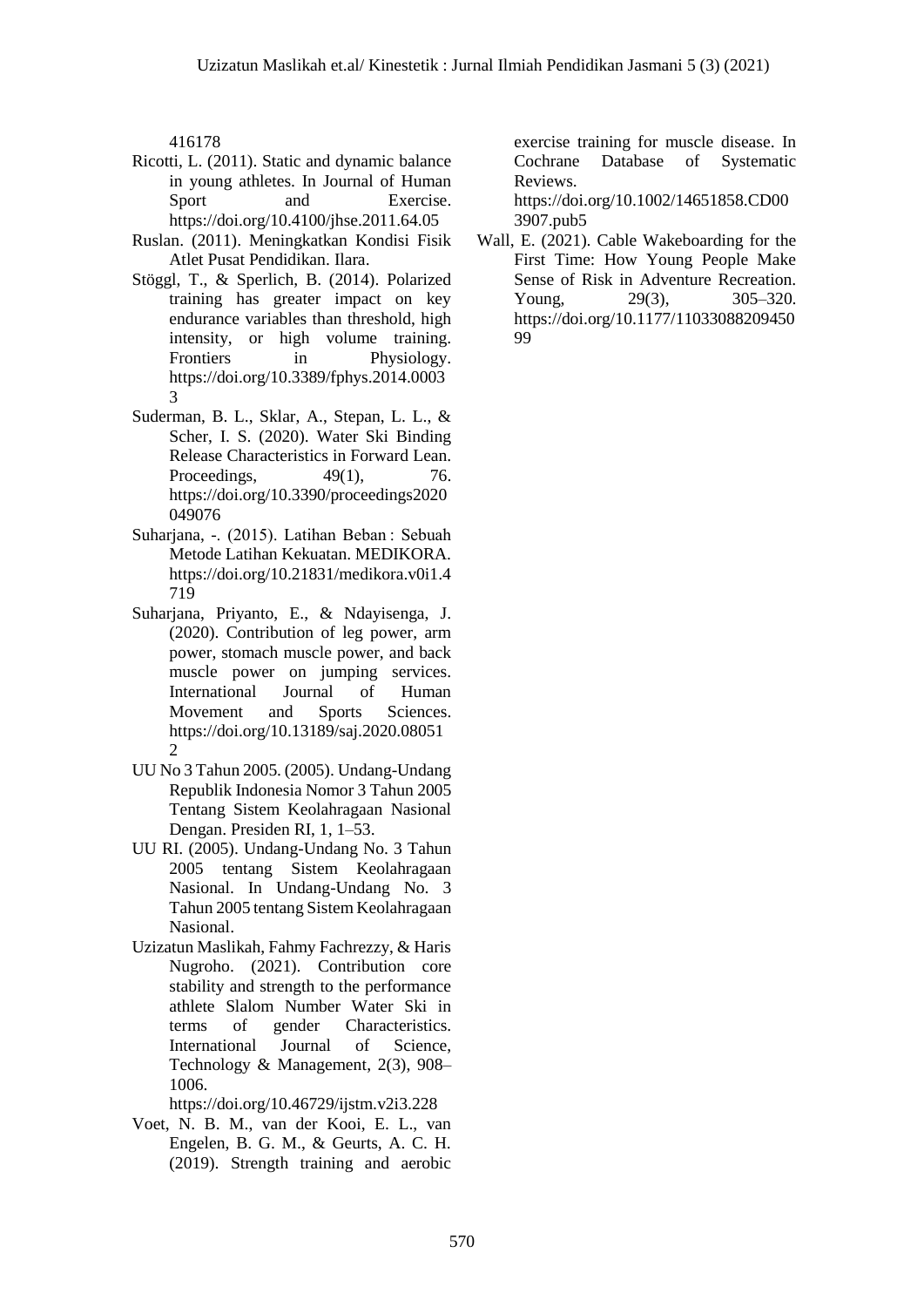416178

Ricotti, L. (2011). Static and dynamic balance in young athletes. In Journal of Human Sport and Exercise. https://doi.org/10.4100/jhse.2011.64.05

Ruslan. (2011). Meningkatkan Kondisi Fisik Atlet Pusat Pendidikan. Ilara.

Stöggl, T., & Sperlich, B. (2014). Polarized training has greater impact on key endurance variables than threshold, high intensity, or high volume training. Frontiers in Physiology. https://doi.org/10.3389/fphys.2014.00033

Suderman, B. L., Sklar, A., Stepan, L. L., & Scher, I. S. (2020). Water Ski Binding Release Characteristics in Forward Lean. Proceedings, 49(1), 76. https://doi.org/10.3390/proceedings2020049076

Suharjana, -. (2015). Latihan Beban : Sebuah Metode Latihan Kekuatan. MEDIKORA. https://doi.org/10.21831/medikora.v0i1.4719

Suharjana, Priyanto, E., & Ndayisenga, J. (2020). Contribution of leg power, arm power, stomach muscle power, and back muscle power on jumping services. International Journal of Human Movement and Sports Sciences. https://doi.org/10.13189/saj.2020.080512

UU No 3 Tahun 2005. (2005). Undang-Undang Republik Indonesia Nomor 3 Tahun 2005 Tentang Sistem Keolahragaan Nasional Dengan. Presiden RI, 1, 1–53.

UU RI. (2005). Undang-Undang No. 3 Tahun 2005 tentang Sistem Keolahragaan Nasional. In Undang-Undang No. 3 Tahun 2005 tentang Sistem Keolahragaan Nasional.

Uzizatun Maslikah, Fahmy Fachrezzy, & Haris Nugroho. (2021). Contribution core stability and strength to the performance athlete Slalom Number Water Ski in terms of gender Characteristics. International Journal of Science, Technology & Management, 2(3), 908–1006. https://doi.org/10.46729/ijstm.v2i3.228

Voet, N. B. M., van der Kooi, E. L., van Engelen, B. G. M., & Geurts, A. C. H. (2019). Strength training and aerobic exercise training for muscle disease. In Cochrane Database of Systematic Reviews. https://doi.org/10.1002/14651858.CD003907.pub5

Wall, E. (2021). Cable Wakeboarding for the First Time: How Young People Make Sense of Risk in Adventure Recreation. Young, 29(3), 305–320. https://doi.org/10.1177/1103308820945099